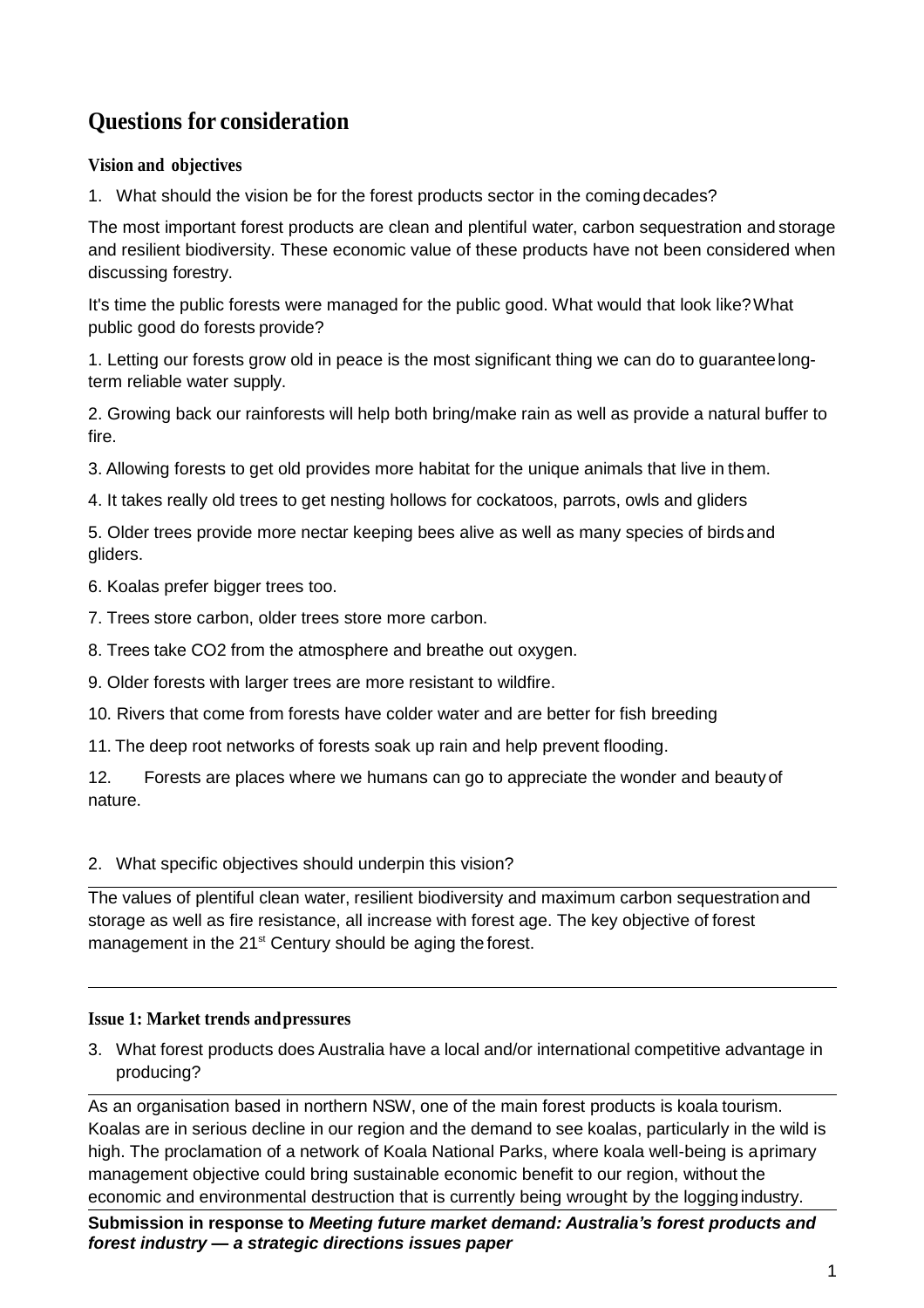# Questions for consideration

### Vision and objectives

1. What should the vision be for the forest products sector in the coming decades?

The most important forest products are clean and plentiful water, carbon sequestration and storage and resilient biodiversity. These economic value of these products have not been considered when discussing forestry.

It's time the public forests were managed for the public good. What would that look like? What public good do forests provide?

1. Letting our forests grow old in peace is the most significant thing we can do to guarantee long-term reliable water supply.
2. Growing back our rainforests will help both bring/make rain as well as provide a natural buffer to fire.
3. Allowing forests to get old provides more habitat for the unique animals that live in them.
4. It takes really old trees to get nesting hollows for cockatoos, parrots, owls and gliders
5. Older trees provide more nectar keeping bees alive as well as many species of birds and gliders.
6. Koalas prefer bigger trees too.
7. Trees store carbon, older trees store more carbon.
8. Trees take $CO_2$ from the atmosphere and breathe out oxygen.
9. Older forests with larger trees are more resistant to wildfire.
10. Rivers that come from forests have colder water and are better for fish breeding
11. The deep root networks of forests soak up rain and help prevent flooding.
12. Forests are places where we humans can go to appreciate the wonder and beauty of nature.

2. What specific objectives should underpin this vision?

The values of plentiful clean water, resilient biodiversity and maximum carbon sequestration and storage as well as fire resistance, all increase with forest age. The key objective of forest management in the 21st Century should be aging the forest.

### Issue 1: Market trends and pressures

3. What forest products does Australia have a local and/or international competitive advantage in producing?

As an organisation based in northern NSW, one of the main forest products is koala tourism. Koalas are in serious decline in our region and the demand to see koalas, particularly in the wild is high. The proclamation of a network of Koala National Parks, where koala well-being is a primary management objective could bring sustainable economic benefit to our region, without the economic and environmental destruction that is currently being wrought by the logging industry.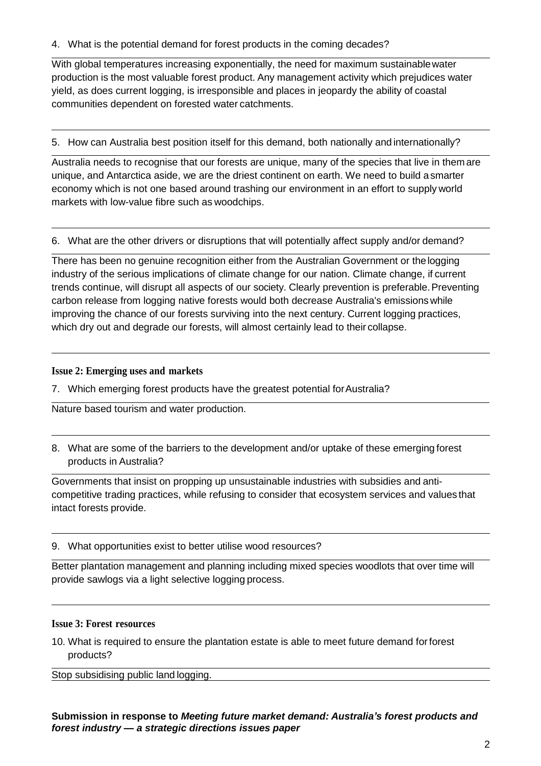4. What is the potential demand for forest products in the coming decades?

With global temperatures increasing exponentially, the need for maximum sustainable water production is the most valuable forest product. Any management activity which prejudices water yield, as does current logging, is irresponsible and places in jeopardy the ability of coastal communities dependent on forested water catchments.

5. How can Australia best position itself for this demand, both nationally and internationally?

Australia needs to recognise that our forests are unique, many of the species that live in them are unique, and Antarctica aside, we are the driest continent on earth. We need to build a smarter economy which is not one based around trashing our environment in an effort to supply world markets with low-value fibre such as woodchips.

6. What are the other drivers or disruptions that will potentially affect supply and/or demand?

There has been no genuine recognition either from the Australian Government or the logging industry of the serious implications of climate change for our nation. Climate change, if current trends continue, will disrupt all aspects of our society. Clearly prevention is preferable. Preventing carbon release from logging native forests would both decrease Australia's emissions while improving the chance of our forests surviving into the next century. Current logging practices, which dry out and degrade our forests, will almost certainly lead to their collapse.

### Issue 2: Emerging uses and markets

7. Which emerging forest products have the greatest potential for Australia?

Nature based tourism and water production.

8. What are some of the barriers to the development and/or uptake of these emerging forest products in Australia?

Governments that insist on propping up unsustainable industries with subsidies and anti-competitive trading practices, while refusing to consider that ecosystem services and values that intact forests provide.

9. What opportunities exist to better utilise wood resources?

Better plantation management and planning including mixed species woodlots that over time will provide sawlogs via a light selective logging process.

### Issue 3: Forest resources

10. What is required to ensure the plantation estate is able to meet future demand for forest products?

Stop subsidising public land logging.

**Submission in response to *Meeting future market demand: Australia's forest products and forest industry — a strategic directions issues paper***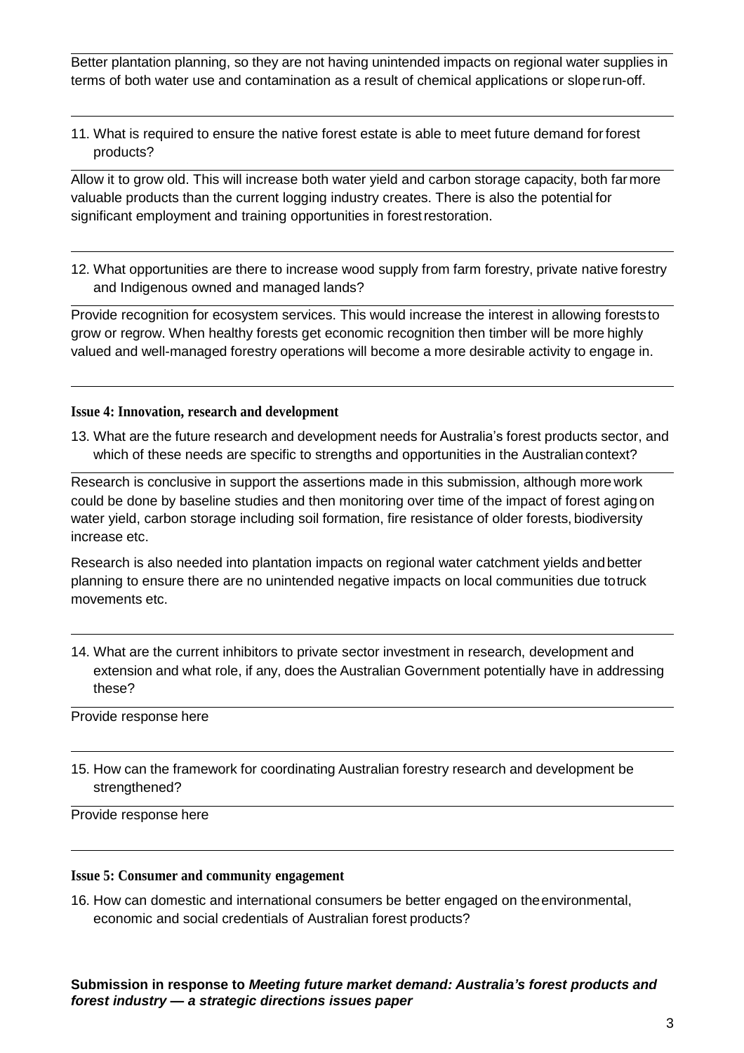Better plantation planning, so they are not having unintended impacts on regional water supplies in terms of both water use and contamination as a result of chemical applications or slope run-off.

11. What is required to ensure the native forest estate is able to meet future demand for forest products?

Allow it to grow old. This will increase both water yield and carbon storage capacity, both far more valuable products than the current logging industry creates. There is also the potential for significant employment and training opportunities in forest restoration.

12. What opportunities are there to increase wood supply from farm forestry, private native forestry and Indigenous owned and managed lands?

Provide recognition for ecosystem services. This would increase the interest in allowing forests to grow or regrow. When healthy forests get economic recognition then timber will be more highly valued and well-managed forestry operations will become a more desirable activity to engage in.

**Issue 4: Innovation, research and development**

13. What are the future research and development needs for Australia's forest products sector, and which of these needs are specific to strengths and opportunities in the Australian context?

Research is conclusive in support the assertions made in this submission, although more work could be done by baseline studies and then monitoring over time of the impact of forest aging on water yield, carbon storage including soil formation, fire resistance of older forests, biodiversity increase etc.

Research is also needed into plantation impacts on regional water catchment yields and better planning to ensure there are no unintended negative impacts on local communities due to truck movements etc.

14. What are the current inhibitors to private sector investment in research, development and extension and what role, if any, does the Australian Government potentially have in addressing these?

Provide response here

15. How can the framework for coordinating Australian forestry research and development be strengthened?

Provide response here

**Issue 5: Consumer and community engagement**

16. How can domestic and international consumers be better engaged on the environmental, economic and social credentials of Australian forest products?

**Submission in response to *Meeting future market demand: Australia's forest products and forest industry — a strategic directions issues paper***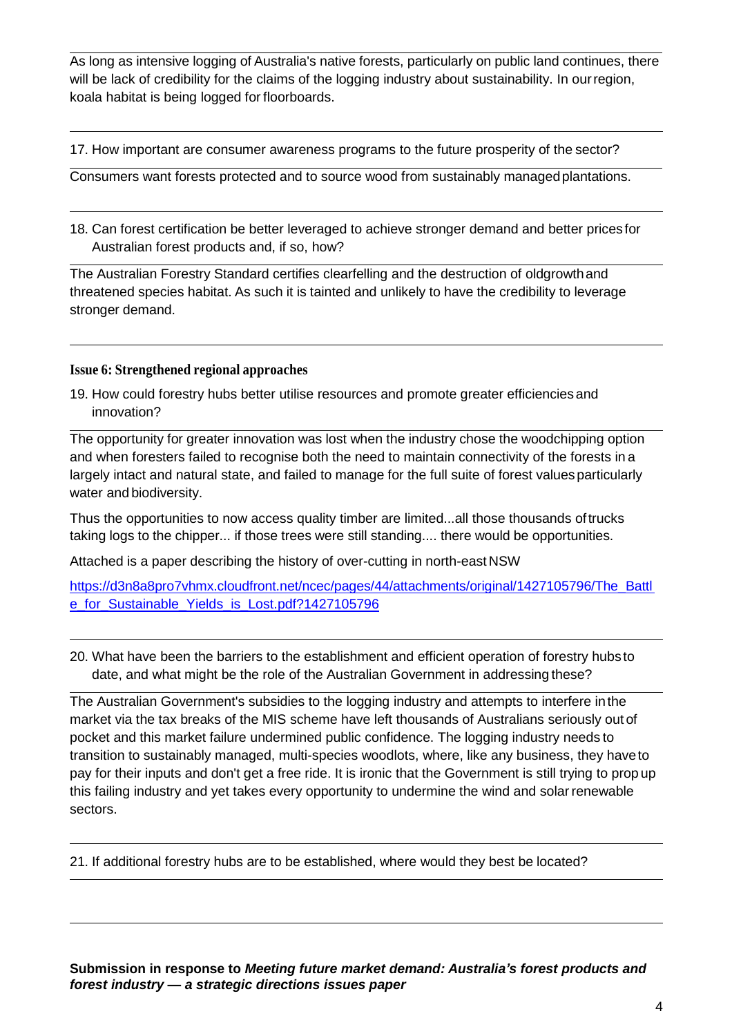As long as intensive logging of Australia's native forests, particularly on public land continues, there will be lack of credibility for the claims of the logging industry about sustainability. In our region, koala habitat is being logged for floorboards.

17. How important are consumer awareness programs to the future prosperity of the sector?

Consumers want forests protected and to source wood from sustainably managed plantations.

18. Can forest certification be better leveraged to achieve stronger demand and better prices for Australian forest products and, if so, how?

The Australian Forestry Standard certifies clearfelling and the destruction of oldgrowth and threatened species habitat. As such it is tainted and unlikely to have the credibility to leverage stronger demand.

**Issue 6: Strengthened regional approaches**

19. How could forestry hubs better utilise resources and promote greater efficiencies and innovation?

The opportunity for greater innovation was lost when the industry chose the woodchipping option and when foresters failed to recognise both the need to maintain connectivity of the forests in a largely intact and natural state, and failed to manage for the full suite of forest values particularly water and biodiversity.

Thus the opportunities to now access quality timber are limited...all those thousands of trucks taking logs to the chipper... if those trees were still standing.... there would be opportunities.

Attached is a paper describing the history of over-cutting in north-east NSW

https://d3n8a8pro7vhmx.cloudfront.net/ncec/pages/44/attachments/original/1427105796/The_Battle_for_Sustainable_Yields_is_Lost.pdf?1427105796

20. What have been the barriers to the establishment and efficient operation of forestry hubs to date, and what might be the role of the Australian Government in addressing these?

The Australian Government's subsidies to the logging industry and attempts to interfere in the market via the tax breaks of the MIS scheme have left thousands of Australians seriously out of pocket and this market failure undermined public confidence. The logging industry needs to transition to sustainably managed, multi-species woodlots, where, like any business, they have to pay for their inputs and don't get a free ride. It is ironic that the Government is still trying to prop up this failing industry and yet takes every opportunity to undermine the wind and solar renewable sectors.

21. If additional forestry hubs are to be established, where would they best be located?

**Submission in response to *Meeting future market demand: Australia's forest products and forest industry — a strategic directions issues paper***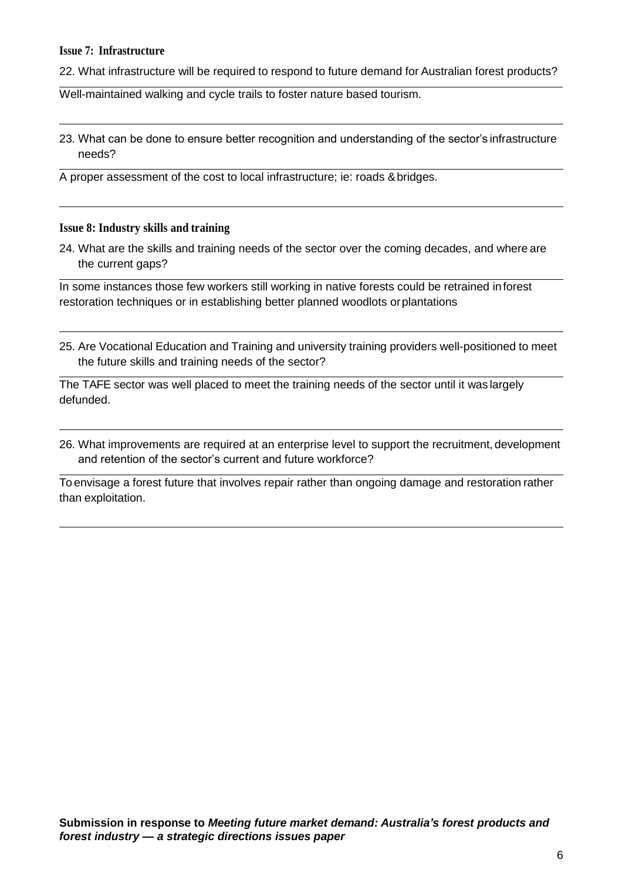### Issue 7: Infrastructure

22. What infrastructure will be required to respond to future demand for Australian forest products?

Well-maintained walking and cycle trails to foster nature based tourism.

23. What can be done to ensure better recognition and understanding of the sector's infrastructure needs?

A proper assessment of the cost to local infrastructure; ie: roads & bridges.

### Issue 8: Industry skills and training

24. What are the skills and training needs of the sector over the coming decades, and where are the current gaps?

In some instances those few workers still working in native forests could be retrained in forest restoration techniques or in establishing better planned woodlots or plantations

25. Are Vocational Education and Training and university training providers well-positioned to meet the future skills and training needs of the sector?

The TAFE sector was well placed to meet the training needs of the sector until it was largely defunded.

26. What improvements are required at an enterprise level to support the recruitment, development and retention of the sector's current and future workforce?

To envisage a forest future that involves repair rather than ongoing damage and restoration rather than exploitation.

**Submission in response to *Meeting future market demand: Australia's forest products and forest industry — a strategic directions issues paper***